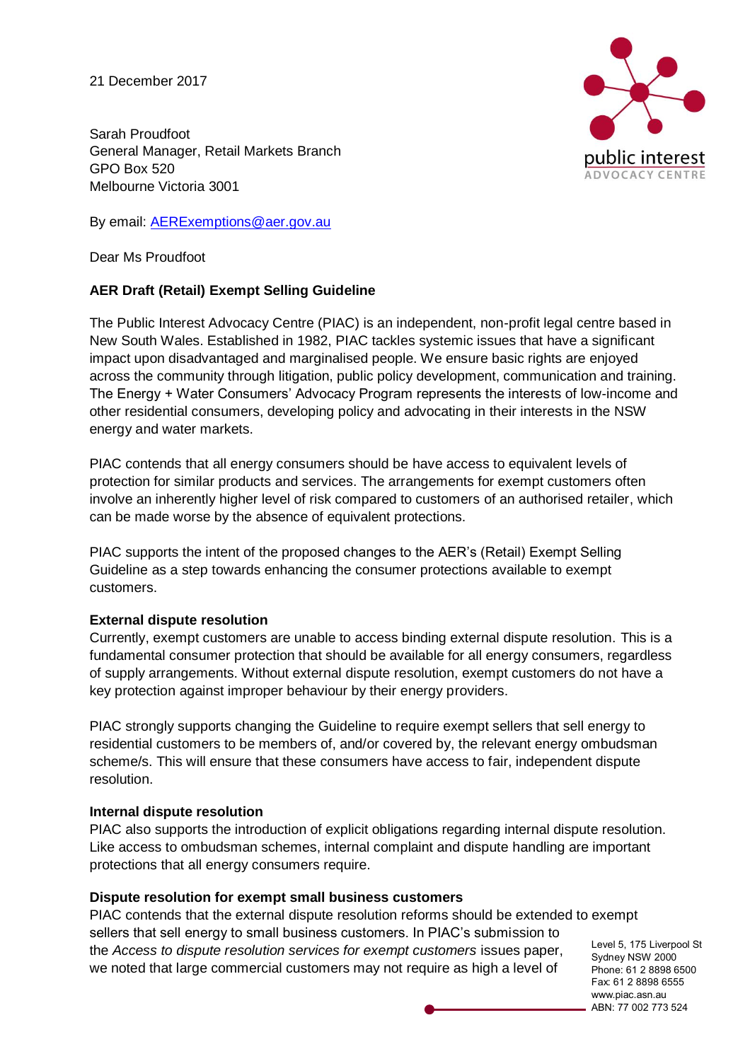21 December 2017

Sarah Proudfoot
General Manager, Retail Markets Branch
GPO Box 520
Melbourne Victoria 3001

By email: AERExemptions@aer.gov.au

Dear Ms Proudfoot

**AER Draft (Retail) Exempt Selling Guideline**

The Public Interest Advocacy Centre (PIAC) is an independent, non-profit legal centre based in New South Wales. Established in 1982, PIAC tackles systemic issues that have a significant impact upon disadvantaged and marginalised people. We ensure basic rights are enjoyed across the community through litigation, public policy development, communication and training. The Energy + Water Consumers' Advocacy Program represents the interests of low-income and other residential consumers, developing policy and advocating in their interests in the NSW energy and water markets.

PIAC contends that all energy consumers should be have access to equivalent levels of protection for similar products and services. The arrangements for exempt customers often involve an inherently higher level of risk compared to customers of an authorised retailer, which can be made worse by the absence of equivalent protections.

PIAC supports the intent of the proposed changes to the AER's (Retail) Exempt Selling Guideline as a step towards enhancing the consumer protections available to exempt customers.

**External dispute resolution**

Currently, exempt customers are unable to access binding external dispute resolution. This is a fundamental consumer protection that should be available for all energy consumers, regardless of supply arrangements. Without external dispute resolution, exempt customers do not have a key protection against improper behaviour by their energy providers.

PIAC strongly supports changing the Guideline to require exempt sellers that sell energy to residential customers to be members of, and/or covered by, the relevant energy ombudsman scheme/s. This will ensure that these consumers have access to fair, independent dispute resolution.

**Internal dispute resolution**

PIAC also supports the introduction of explicit obligations regarding internal dispute resolution. Like access to ombudsman schemes, internal complaint and dispute handling are important protections that all energy consumers require.

**Dispute resolution for exempt small business customers**

PIAC contends that the external dispute resolution reforms should be extended to exempt sellers that sell energy to small business customers. In PIAC's submission to the *Access to dispute resolution services for exempt customers* issues paper, we noted that large commercial customers may not require as high a level of

Level 5, 175 Liverpool St
Sydney NSW 2000
Phone: 61 2 8898 6500
Fax: 61 2 8898 6555
www.piac.asn.au
ABN: 77 002 773 524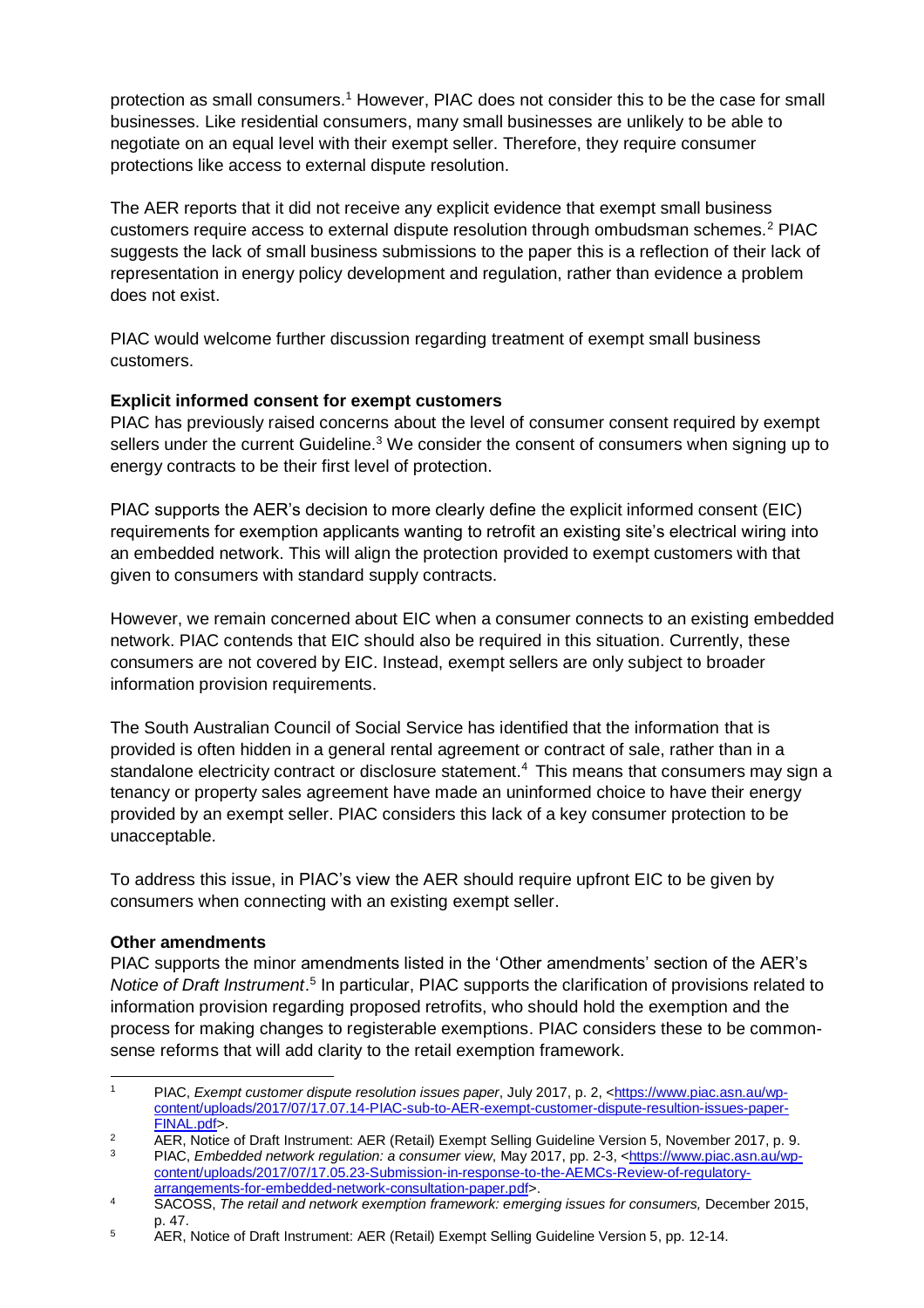protection as small consumers.[1] However, PIAC does not consider this to be the case for small businesses. Like residential consumers, many small businesses are unlikely to be able to negotiate on an equal level with their exempt seller. Therefore, they require consumer protections like access to external dispute resolution.

The AER reports that it did not receive any explicit evidence that exempt small business customers require access to external dispute resolution through ombudsman schemes.[2] PIAC suggests the lack of small business submissions to the paper this is a reflection of their lack of representation in energy policy development and regulation, rather than evidence a problem does not exist.

PIAC would welcome further discussion regarding treatment of exempt small business customers.

**Explicit informed consent for exempt customers**

PIAC has previously raised concerns about the level of consumer consent required by exempt sellers under the current Guideline.[3] We consider the consent of consumers when signing up to energy contracts to be their first level of protection.

PIAC supports the AER's decision to more clearly define the explicit informed consent (EIC) requirements for exemption applicants wanting to retrofit an existing site's electrical wiring into an embedded network. This will align the protection provided to exempt customers with that given to consumers with standard supply contracts.

However, we remain concerned about EIC when a consumer connects to an existing embedded network. PIAC contends that EIC should also be required in this situation. Currently, these consumers are not covered by EIC. Instead, exempt sellers are only subject to broader information provision requirements.

The South Australian Council of Social Service has identified that the information that is provided is often hidden in a general rental agreement or contract of sale, rather than in a standalone electricity contract or disclosure statement.[4] This means that consumers may sign a tenancy or property sales agreement have made an uninformed choice to have their energy provided by an exempt seller. PIAC considers this lack of a key consumer protection to be unacceptable.

To address this issue, in PIAC's view the AER should require upfront EIC to be given by consumers when connecting with an existing exempt seller.

**Other amendments**

PIAC supports the minor amendments listed in the 'Other amendments' section of the AER's *Notice of Draft Instrument*.[5] In particular, PIAC supports the clarification of provisions related to information provision regarding proposed retrofits, who should hold the exemption and the process for making changes to registerable exemptions. PIAC considers these to be common-sense reforms that will add clarity to the retail exemption framework.

---

[1] PIAC, *Exempt customer dispute resolution issues paper*, July 2017, p. 2, <https://www.piac.asn.au/wp-content/uploads/2017/07/17.07.14-PIAC-sub-to-AER-exempt-customer-dispute-resultion-issues-paper-FINAL.pdf>.

[2] AER, Notice of Draft Instrument: AER (Retail) Exempt Selling Guideline Version 5, November 2017, p. 9.

[3] PIAC, *Embedded network regulation: a consumer view*, May 2017, pp. 2-3, <https://www.piac.asn.au/wp-content/uploads/2017/07/17.05.23-Submission-in-response-to-the-AEMCs-Review-of-regulatory-arrangements-for-embedded-network-consultation-paper.pdf>.

[4] SACOSS, *The retail and network exemption framework: emerging issues for consumers,* December 2015, p. 47.

[5] AER, Notice of Draft Instrument: AER (Retail) Exempt Selling Guideline Version 5, pp. 12-14.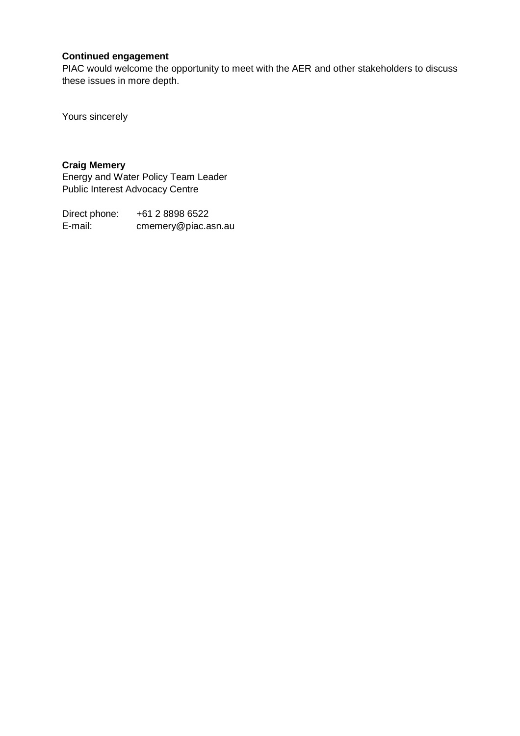**Continued engagement**

PIAC would welcome the opportunity to meet with the AER and other stakeholders to discuss these issues in more depth.

Yours sincerely

**Craig Memery**
Energy and Water Policy Team Leader
Public Interest Advocacy Centre

| | |
|---|---|
| Direct phone: | +61 2 8898 6522 |
| E-mail: | cmemery@piac.asn.au |